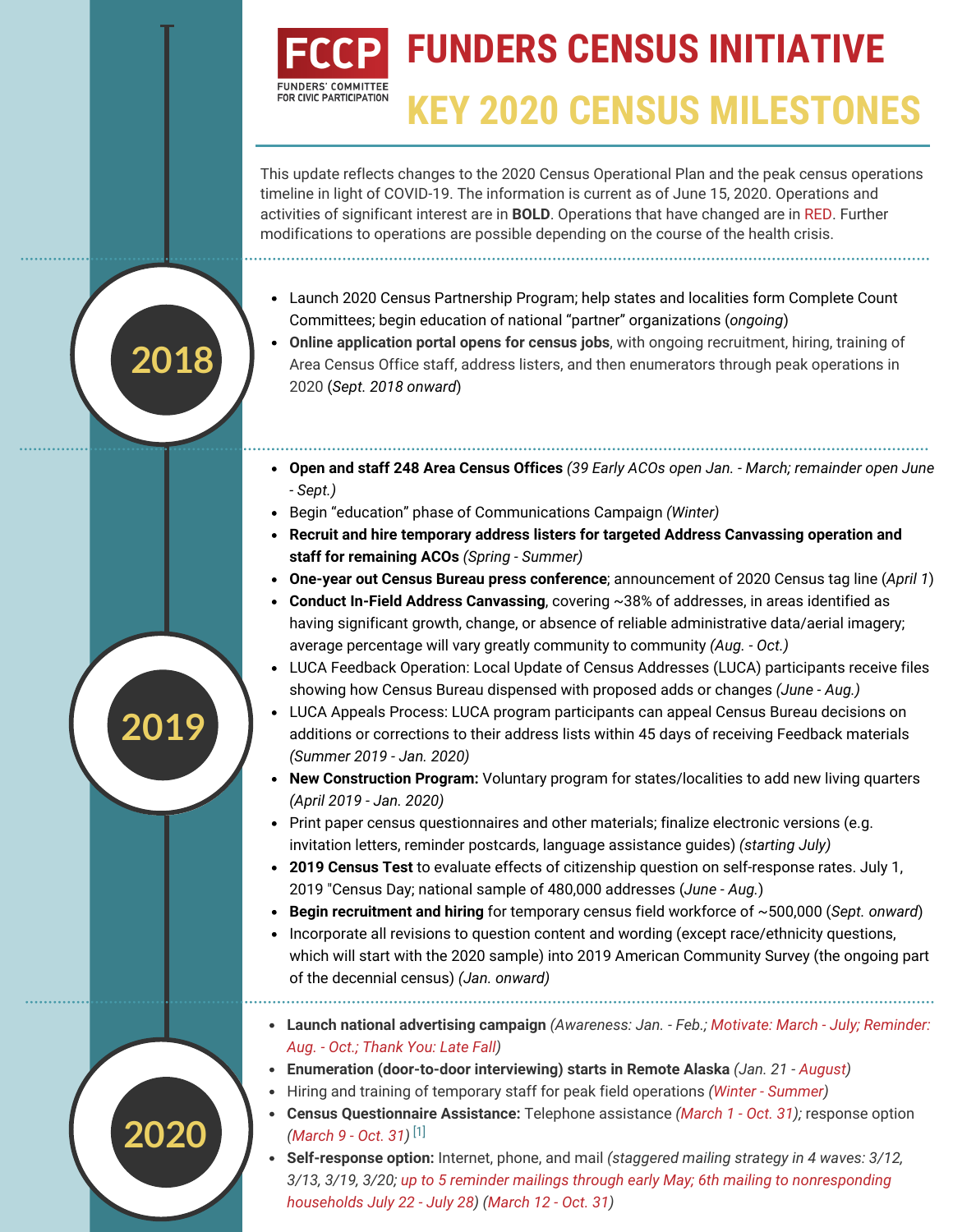# FUNDERS CENSUS INITIATIVE

# KEY 2020 CENSUS MILESTONES

FCCP
FUNDERS' COMMITTEE FOR CIVIC PARTICIPATION

This update reflects changes to the 2020 Census Operational Plan and the peak census operations timeline in light of COVID-19. The information is current as of June 15, 2020. Operations and activities of significant interest are in **BOLD**. Operations that have changed are in RED. Further modifications to operations are possible depending on the course of the health crisis.

## 2018

- Launch 2020 Census Partnership Program; help states and localities form Complete Count Committees; begin education of national "partner" organizations (*ongoing*)
- **Online application portal opens for census jobs**, with ongoing recruitment, hiring, training of Area Census Office staff, address listers, and then enumerators through peak operations in 2020 (*Sept. 2018 onward*)

## 2019

- **Open and staff 248 Area Census Offices** *(39 Early ACOs open Jan. - March; remainder open June - Sept.)*
- Begin "education" phase of Communications Campaign *(Winter)*
- **Recruit and hire temporary address listers for targeted Address Canvassing operation and staff for remaining ACOs** *(Spring - Summer)*
- **One-year out Census Bureau press conference**; announcement of 2020 Census tag line (*April 1*)
- **Conduct In-Field Address Canvassing**, covering ~38% of addresses, in areas identified as having significant growth, change, or absence of reliable administrative data/aerial imagery; average percentage will vary greatly community to community *(Aug. - Oct.)*
- LUCA Feedback Operation: Local Update of Census Addresses (LUCA) participants receive files showing how Census Bureau dispensed with proposed adds or changes *(June - Aug.)*
- LUCA Appeals Process: LUCA program participants can appeal Census Bureau decisions on additions or corrections to their address lists within 45 days of receiving Feedback materials *(Summer 2019 - Jan. 2020)*
- **New Construction Program:** Voluntary program for states/localities to add new living quarters *(April 2019 - Jan. 2020)*
- Print paper census questionnaires and other materials; finalize electronic versions (e.g. invitation letters, reminder postcards, language assistance guides) *(starting July)*
- **2019 Census Test** to evaluate effects of citizenship question on self-response rates. July 1, 2019 "Census Day; national sample of 480,000 addresses (*June - Aug.*)
- **Begin recruitment and hiring** for temporary census field workforce of ~500,000 (*Sept. onward*)
- Incorporate all revisions to question content and wording (except race/ethnicity questions, which will start with the 2020 sample) into 2019 American Community Survey (the ongoing part of the decennial census) *(Jan. onward)*

## 2020

- **Launch national advertising campaign** *(Awareness: Jan. - Feb.; Motivate: March - July; Reminder: Aug. - Oct.; Thank You: Late Fall)*
- **Enumeration (door-to-door interviewing) starts in Remote Alaska** *(Jan. 21 - August)*
- Hiring and training of temporary staff for peak field operations *(Winter - Summer)*
- **Census Questionnaire Assistance:** Telephone assistance *(March 1 - Oct. 31)*; response option *(March 9 - Oct. 31)* [1]
- **Self-response option:** Internet, phone, and mail *(staggered mailing strategy in 4 waves: 3/12, 3/13, 3/19, 3/20; up to 5 reminder mailings through early May; 6th mailing to nonresponding households July 22 - July 28) (March 12 - Oct. 31)*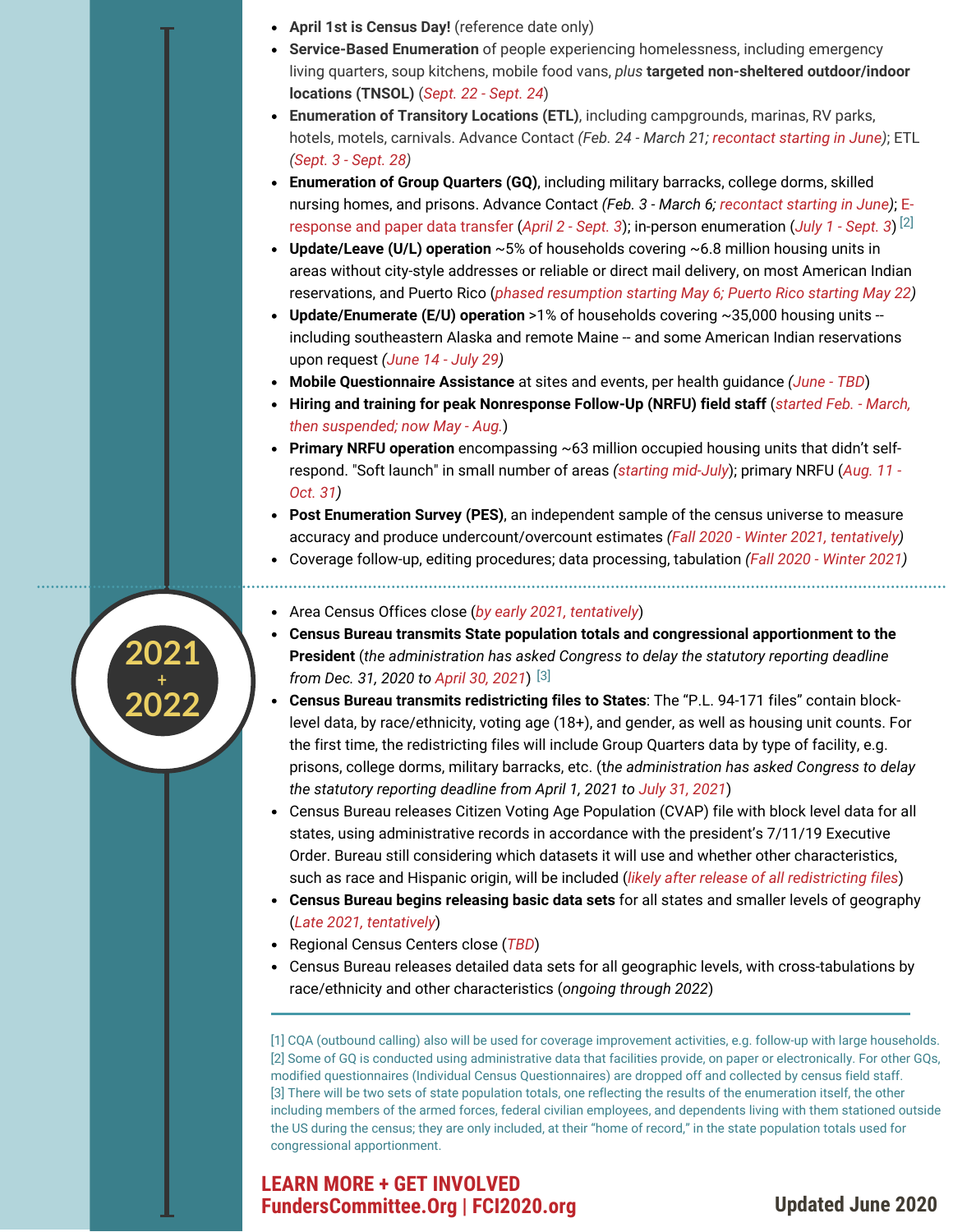- **April 1st is Census Day!** (reference date only)
- **Service-Based Enumeration** of people experiencing homelessness, including emergency living quarters, soup kitchens, mobile food vans, *plus* **targeted non-sheltered outdoor/indoor locations (TNSOL)** (*Sept. 22 - Sept. 24*)
- **Enumeration of Transitory Locations (ETL)**, including campgrounds, marinas, RV parks, hotels, motels, carnivals. Advance Contact *(Feb. 24 - March 21; recontact starting in June)*; ETL *(Sept. 3 - Sept. 28)*
- **Enumeration of Group Quarters (GQ)**, including military barracks, college dorms, skilled nursing homes, and prisons. Advance Contact *(Feb. 3 - March 6; recontact starting in June)*; E-response and paper data transfer (*April 2 - Sept. 3*); in-person enumeration (*July 1 - Sept. 3*) [2]
- **Update/Leave (U/L) operation** ~5% of households covering ~6.8 million housing units in areas without city-style addresses or reliable or direct mail delivery, on most American Indian reservations, and Puerto Rico (*phased resumption starting May 6; Puerto Rico starting May 22)*
- **Update/Enumerate (E/U) operation** >1% of households covering ~35,000 housing units -- including southeastern Alaska and remote Maine -- and some American Indian reservations upon request *(June 14 - July 29)*
- **Mobile Questionnaire Assistance** at sites and events, per health guidance *(June - TBD)*
- **Hiring and training for peak Nonresponse Follow-Up (NRFU) field staff** (*started Feb. - March, then suspended; now May - Aug.*)
- **Primary NRFU operation** encompassing ~63 million occupied housing units that didn't self-respond. "Soft launch" in small number of areas *(starting mid-July)*; primary NRFU (*Aug. 11 - Oct. 31)*
- **Post Enumeration Survey (PES)**, an independent sample of the census universe to measure accuracy and produce undercount/overcount estimates *(Fall 2020 - Winter 2021, tentatively)*
- Coverage follow-up, editing procedures; data processing, tabulation *(Fall 2020 - Winter 2021)*

## 2021 + 2022

- Area Census Offices close (*by early 2021, tentatively*)
- **Census Bureau transmits State population totals and congressional apportionment to the President** (*the administration has asked Congress to delay the statutory reporting deadline from Dec. 31, 2020 to April 30, 2021*) [3]
- **Census Bureau transmits redistricting files to States**: The "P.L. 94-171 files" contain block-level data, by race/ethnicity, voting age (18+), and gender, as well as housing unit counts. For the first time, the redistricting files will include Group Quarters data by type of facility, e.g. prisons, college dorms, military barracks, etc. (*the administration has asked Congress to delay the statutory reporting deadline from April 1, 2021 to July 31, 2021*)
- Census Bureau releases Citizen Voting Age Population (CVAP) file with block level data for all states, using administrative records in accordance with the president's 7/11/19 Executive Order. Bureau still considering which datasets it will use and whether other characteristics, such as race and Hispanic origin, will be included (*likely after release of all redistricting files*)
- **Census Bureau begins releasing basic data sets** for all states and smaller levels of geography (*Late 2021, tentatively*)
- Regional Census Centers close (*TBD*)
- Census Bureau releases detailed data sets for all geographic levels, with cross-tabulations by race/ethnicity and other characteristics (*ongoing through 2022*)

---

[1] CQA (outbound calling) also will be used for coverage improvement activities, e.g. follow-up with large households.
[2] Some of GQ is conducted using administrative data that facilities provide, on paper or electronically. For other GQs, modified questionnaires (Individual Census Questionnaires) are dropped off and collected by census field staff.
[3] There will be two sets of state population totals, one reflecting the results of the enumeration itself, the other including members of the armed forces, federal civilian employees, and dependents living with them stationed outside the US during the census; they are only included, at their "home of record," in the state population totals used for congressional apportionment.

**LEARN MORE + GET INVOLVED**
**FundersCommittee.Org | FCI2020.org**

**Updated June 2020**